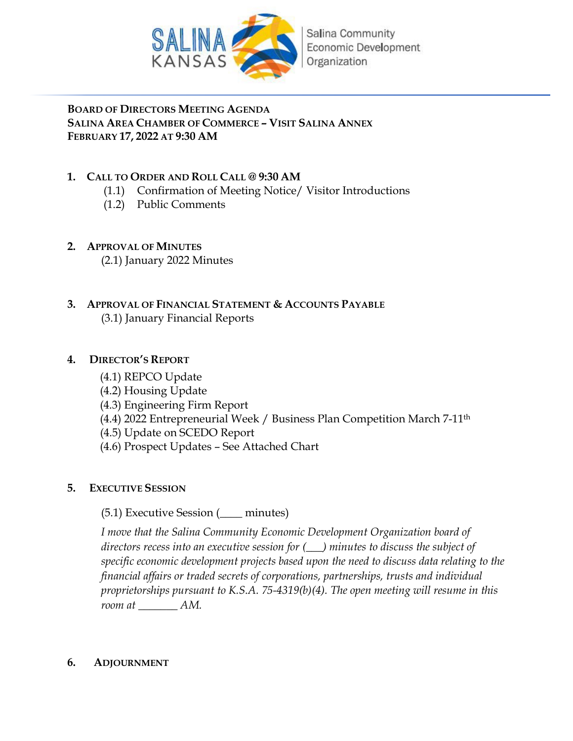SALINA KANSAS | Salina Community Economic Development Organization

**BOARD OF DIRECTORS MEETING AGENDA**
**SALINA AREA CHAMBER OF COMMERCE – VISIT SALINA ANNEX**
**FEBRUARY 17, 2022 AT 9:30 AM**

1. **CALL TO ORDER AND ROLL CALL @ 9:30 AM**
   - (1.1) Confirmation of Meeting Notice/ Visitor Introductions
   - (1.2) Public Comments

2. **APPROVAL OF MINUTES**
   - (2.1) January 2022 Minutes

3. **APPROVAL OF FINANCIAL STATEMENT & ACCOUNTS PAYABLE**
   - (3.1) January Financial Reports

4. **DIRECTOR'S REPORT**
   - (4.1) REPCO Update
   - (4.2) Housing Update
   - (4.3) Engineering Firm Report
   - (4.4) 2022 Entrepreneurial Week / Business Plan Competition March 7-11th
   - (4.5) Update on SCEDO Report
   - (4.6) Prospect Updates – See Attached Chart

5. **EXECUTIVE SESSION**
   - (5.1) Executive Session (____ minutes)

   *I move that the Salina Community Economic Development Organization board of directors recess into an executive session for (___) minutes to discuss the subject of specific economic development projects based upon the need to discuss data relating to the financial affairs or traded secrets of corporations, partnerships, trusts and individual proprietorships pursuant to K.S.A. 75-4319(b)(4). The open meeting will resume in this room at _______ AM.*

6. **ADJOURNMENT**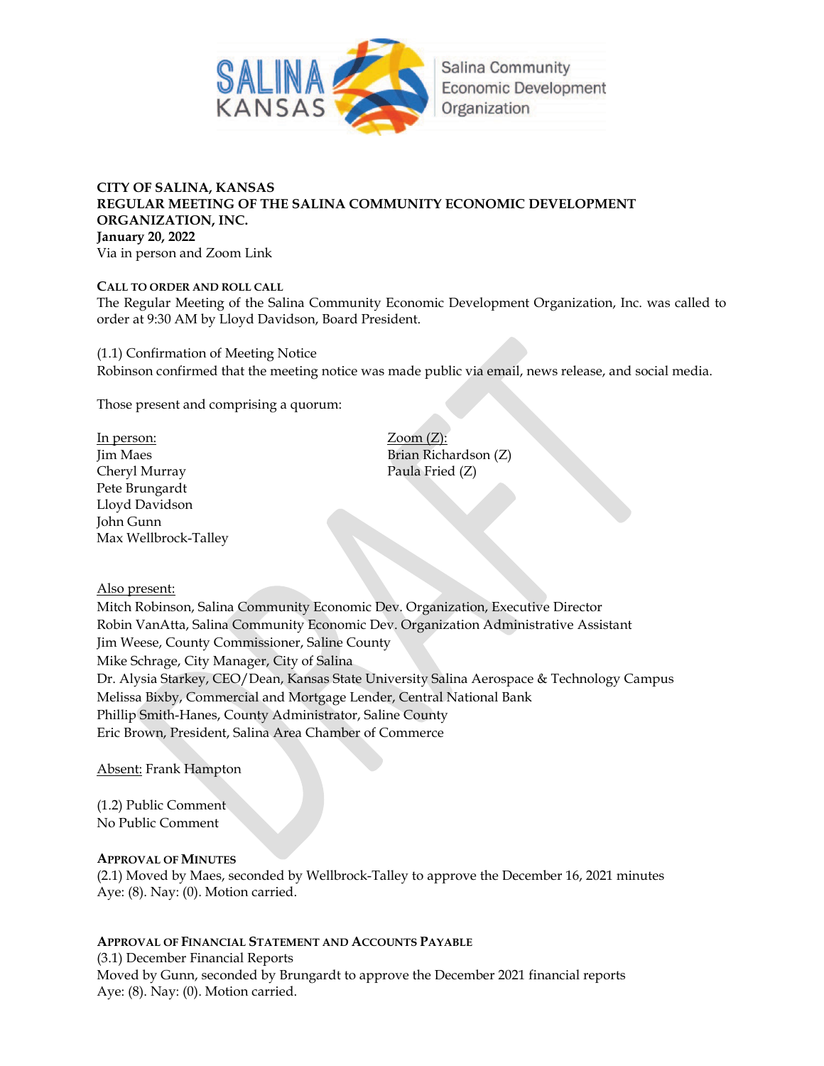**CITY OF SALINA, KANSAS**
**REGULAR MEETING OF THE SALINA COMMUNITY ECONOMIC DEVELOPMENT ORGANIZATION, INC.**
**January 20, 2022**
Via in person and Zoom Link

**CALL TO ORDER AND ROLL CALL**
The Regular Meeting of the Salina Community Economic Development Organization, Inc. was called to order at 9:30 AM by Lloyd Davidson, Board President.

(1.1) Confirmation of Meeting Notice
Robinson confirmed that the meeting notice was made public via email, news release, and social media.

Those present and comprising a quorum:

In person:
Jim Maes
Cheryl Murray
Pete Brungardt
Lloyd Davidson
John Gunn
Max Wellbrock-Talley

Zoom (Z):
Brian Richardson (Z)
Paula Fried (Z)

Also present:
Mitch Robinson, Salina Community Economic Dev. Organization, Executive Director
Robin VanAtta, Salina Community Economic Dev. Organization Administrative Assistant
Jim Weese, County Commissioner, Saline County
Mike Schrage, City Manager, City of Salina
Dr. Alysia Starkey, CEO/Dean, Kansas State University Salina Aerospace & Technology Campus
Melissa Bixby, Commercial and Mortgage Lender, Central National Bank
Phillip Smith-Hanes, County Administrator, Saline County
Eric Brown, President, Salina Area Chamber of Commerce

Absent: Frank Hampton

(1.2) Public Comment
No Public Comment

**APPROVAL OF MINUTES**
(2.1) Moved by Maes, seconded by Wellbrock-Talley to approve the December 16, 2021 minutes
Aye: (8). Nay: (0). Motion carried.

**APPROVAL OF FINANCIAL STATEMENT AND ACCOUNTS PAYABLE**
(3.1) December Financial Reports
Moved by Gunn, seconded by Brungardt to approve the December 2021 financial reports
Aye: (8). Nay: (0). Motion carried.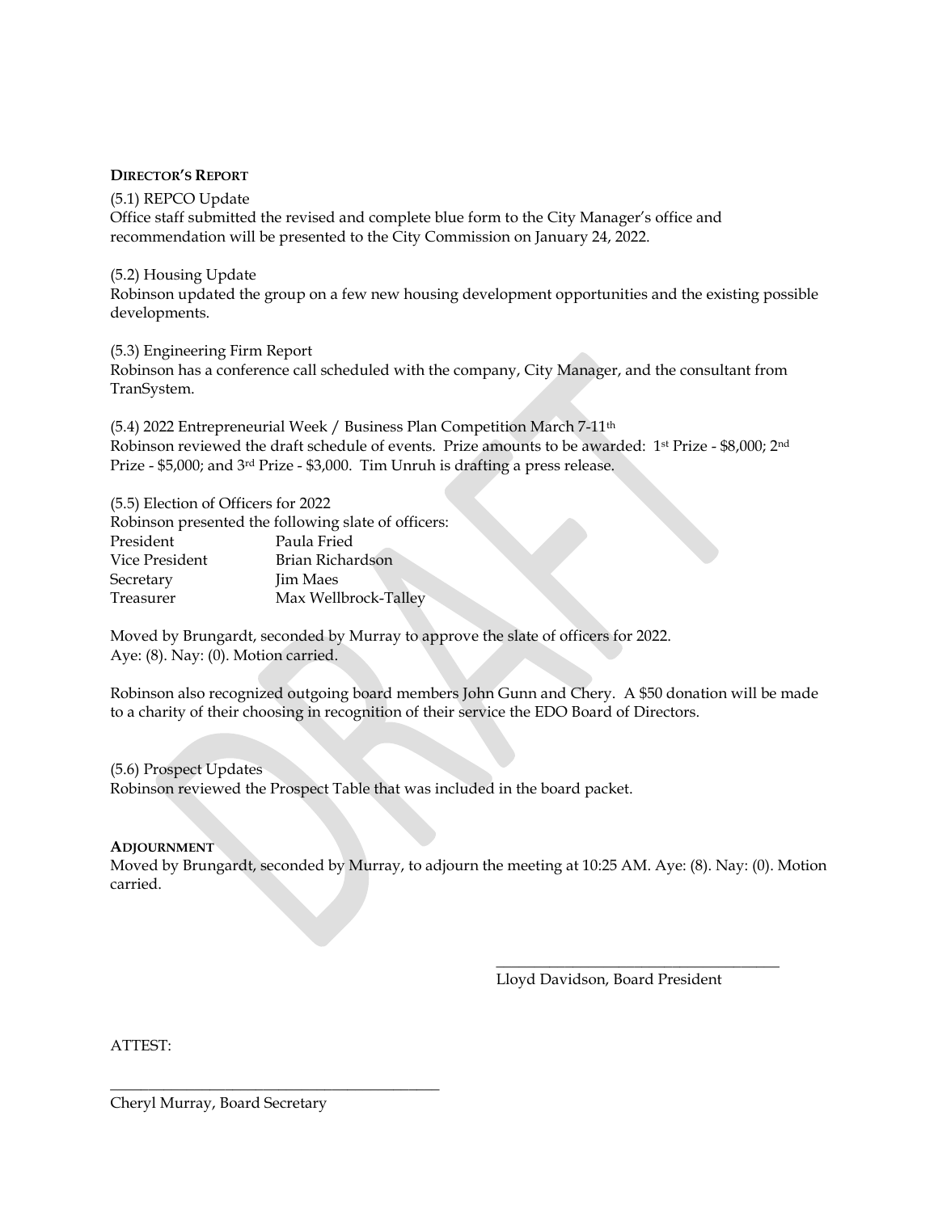**DIRECTOR'S REPORT**

(5.1) REPCO Update
Office staff submitted the revised and complete blue form to the City Manager's office and recommendation will be presented to the City Commission on January 24, 2022.

(5.2) Housing Update
Robinson updated the group on a few new housing development opportunities and the existing possible developments.

(5.3) Engineering Firm Report
Robinson has a conference call scheduled with the company, City Manager, and the consultant from TranSystem.

(5.4) 2022 Entrepreneurial Week / Business Plan Competition March 7-11th
Robinson reviewed the draft schedule of events. Prize amounts to be awarded: 1st Prize - $8,000; 2nd Prize - $5,000; and 3rd Prize - $3,000. Tim Unruh is drafting a press release.

(5.5) Election of Officers for 2022
Robinson presented the following slate of officers:

| | |
|---|---|
| President | Paula Fried |
| Vice President | Brian Richardson |
| Secretary | Jim Maes |
| Treasurer | Max Wellbrock-Talley |

Moved by Brungardt, seconded by Murray to approve the slate of officers for 2022. Aye: (8). Nay: (0). Motion carried.

Robinson also recognized outgoing board members John Gunn and Chery. A $50 donation will be made to a charity of their choosing in recognition of their service the EDO Board of Directors.

(5.6) Prospect Updates
Robinson reviewed the Prospect Table that was included in the board packet.

**ADJOURNMENT**
Moved by Brungardt, seconded by Murray, to adjourn the meeting at 10:25 AM. Aye: (8). Nay: (0). Motion carried.

\_\_\_\_\_\_\_\_\_\_\_\_\_\_\_\_\_\_\_\_\_\_\_\_\_\_\_\_\_\_\_\_\_\_\_\_
Lloyd Davidson, Board President

ATTEST:

\_\_\_\_\_\_\_\_\_\_\_\_\_\_\_\_\_\_\_\_\_\_\_\_\_\_\_\_\_\_\_\_\_\_\_\_
Cheryl Murray, Board Secretary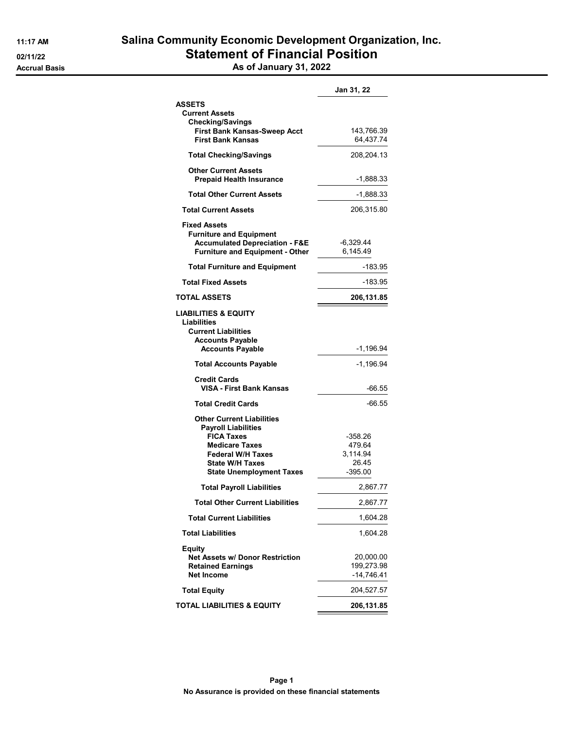# Salina Community Economic Development Organization, Inc.

## Statement of Financial Position

### As of January 31, 2022

11:17 AM
02/11/22
Accrual Basis

| | | Jan 31, 22 |
|---|---|---|
| **ASSETS** | | |
| **Current Assets** | | |
| **Checking/Savings** | | |
| **First Bank Kansas-Sweep Acct** | | 143,766.39 |
| **First Bank Kansas** | | 64,437.74 |
| **Total Checking/Savings** | | 208,204.13 |
| **Other Current Assets** | | |
| **Prepaid Health Insurance** | | -1,888.33 |
| **Total Other Current Assets** | | -1,888.33 |
| **Total Current Assets** | | 206,315.80 |
| **Fixed Assets** | | |
| **Furniture and Equipment** | | |
| **Accumulated Depreciation - F&E** | -6,329.44 | |
| **Furniture and Equipment - Other** | 6,145.49 | |
| **Total Furniture and Equipment** | | -183.95 |
| **Total Fixed Assets** | | -183.95 |
| **TOTAL ASSETS** | | **206,131.85** |
| **LIABILITIES & EQUITY** | | |
| **Liabilities** | | |
| **Current Liabilities** | | |
| **Accounts Payable** | | |
| **Accounts Payable** | | -1,196.94 |
| **Total Accounts Payable** | | -1,196.94 |
| **Credit Cards** | | |
| **VISA - First Bank Kansas** | | -66.55 |
| **Total Credit Cards** | | -66.55 |
| **Other Current Liabilities** | | |
| **Payroll Liabilities** | | |
| **FICA Taxes** | -358.26 | |
| **Medicare Taxes** | 479.64 | |
| **Federal W/H Taxes** | 3,114.94 | |
| **State W/H Taxes** | 26.45 | |
| **State Unemployment Taxes** | -395.00 | |
| **Total Payroll Liabilities** | | 2,867.77 |
| **Total Other Current Liabilities** | | 2,867.77 |
| **Total Current Liabilities** | | 1,604.28 |
| **Total Liabilities** | | 1,604.28 |
| **Equity** | | |
| **Net Assets w/ Donor Restriction** | | 20,000.00 |
| **Retained Earnings** | | 199,273.98 |
| **Net Income** | | -14,746.41 |
| **Total Equity** | | 204,527.57 |
| **TOTAL LIABILITIES & EQUITY** | | **206,131.85** |

**No Assurance is provided on these financial statements**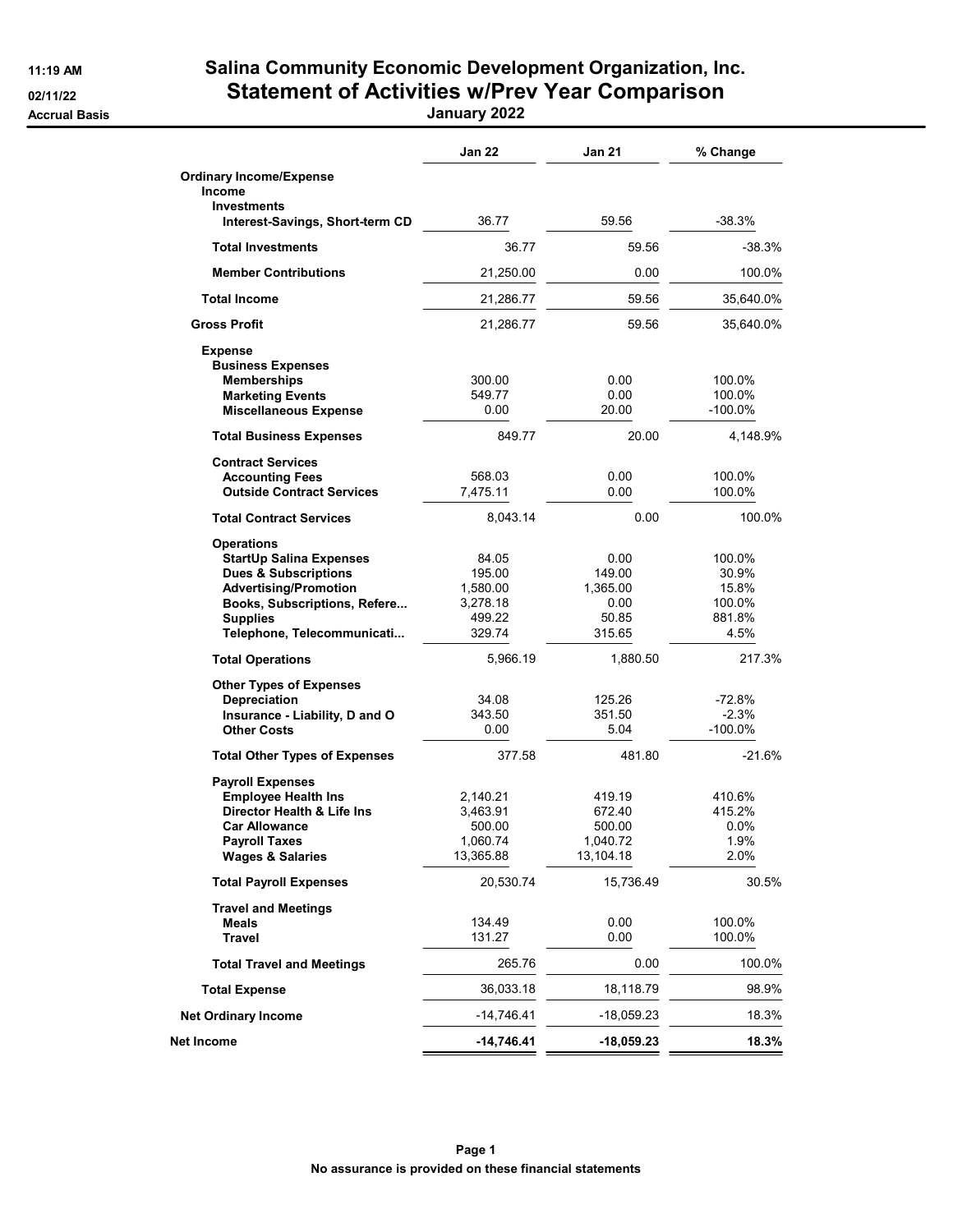11:19 AM
02/11/22
Accrual Basis

# Salina Community Economic Development Organization, Inc.
## Statement of Activities w/Prev Year Comparison
### January 2022

| | Jan 22 | Jan 21 | % Change |
|---|---|---|---|
| **Ordinary Income/Expense** | | | |
| **Income** | | | |
| **Investments** | | | |
| **Interest-Savings, Short-term CD** | 36.77 | 59.56 | -38.3% |
| **Total Investments** | 36.77 | 59.56 | -38.3% |
| **Member Contributions** | 21,250.00 | 0.00 | 100.0% |
| **Total Income** | 21,286.77 | 59.56 | 35,640.0% |
| **Gross Profit** | 21,286.77 | 59.56 | 35,640.0% |
| **Expense** | | | |
| **Business Expenses** | | | |
| **Memberships** | 300.00 | 0.00 | 100.0% |
| **Marketing Events** | 549.77 | 0.00 | 100.0% |
| **Miscellaneous Expense** | 0.00 | 20.00 | -100.0% |
| **Total Business Expenses** | 849.77 | 20.00 | 4,148.9% |
| **Contract Services** | | | |
| **Accounting Fees** | 568.03 | 0.00 | 100.0% |
| **Outside Contract Services** | 7,475.11 | 0.00 | 100.0% |
| **Total Contract Services** | 8,043.14 | 0.00 | 100.0% |
| **Operations** | | | |
| **StartUp Salina Expenses** | 84.05 | 0.00 | 100.0% |
| **Dues & Subscriptions** | 195.00 | 149.00 | 30.9% |
| **Advertising/Promotion** | 1,580.00 | 1,365.00 | 15.8% |
| **Books, Subscriptions, Refere...** | 3,278.18 | 0.00 | 100.0% |
| **Supplies** | 499.22 | 50.85 | 881.8% |
| **Telephone, Telecommunicati...** | 329.74 | 315.65 | 4.5% |
| **Total Operations** | 5,966.19 | 1,880.50 | 217.3% |
| **Other Types of Expenses** | | | |
| **Depreciation** | 34.08 | 125.26 | -72.8% |
| **Insurance - Liability, D and O** | 343.50 | 351.50 | -2.3% |
| **Other Costs** | 0.00 | 5.04 | -100.0% |
| **Total Other Types of Expenses** | 377.58 | 481.80 | -21.6% |
| **Payroll Expenses** | | | |
| **Employee Health Ins** | 2,140.21 | 419.19 | 410.6% |
| **Director Health & Life Ins** | 3,463.91 | 672.40 | 415.2% |
| **Car Allowance** | 500.00 | 500.00 | 0.0% |
| **Payroll Taxes** | 1,060.74 | 1,040.72 | 1.9% |
| **Wages & Salaries** | 13,365.88 | 13,104.18 | 2.0% |
| **Total Payroll Expenses** | 20,530.74 | 15,736.49 | 30.5% |
| **Travel and Meetings** | | | |
| **Meals** | 134.49 | 0.00 | 100.0% |
| **Travel** | 131.27 | 0.00 | 100.0% |
| **Total Travel and Meetings** | 265.76 | 0.00 | 100.0% |
| **Total Expense** | 36,033.18 | 18,118.79 | 98.9% |
| **Net Ordinary Income** | -14,746.41 | -18,059.23 | 18.3% |
| **Net Income** | **-14,746.41** | **-18,059.23** | **18.3%** |

**No assurance is provided on these financial statements**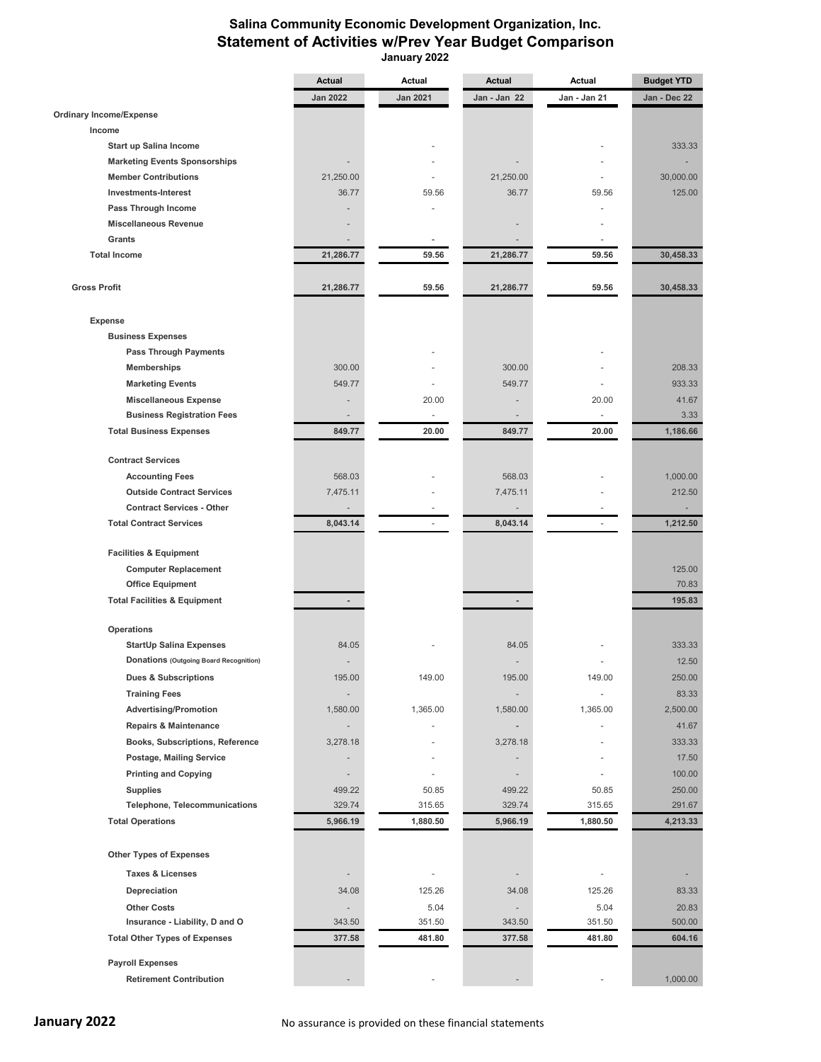# Salina Community Economic Development Organization, Inc.
## Statement of Activities w/Prev Year Budget Comparison
### January 2022

| | Actual | Actual | Actual | Actual | Budget YTD |
|---|---|---|---|---|---|
| | Jan 2022 | Jan 2021 | Jan - Jan 22 | Jan - Jan 21 | Jan - Dec 22 |
| **Ordinary Income/Expense** | | | | | |
| **Income** | | | | | |
| Start up Salina Income | | - | | - | 333.33 |
| Marketing Events Sponsorships | - | - | - | - | - |
| Member Contributions | 21,250.00 | - | 21,250.00 | - | 30,000.00 |
| Investments-Interest | 36.77 | 59.56 | 36.77 | 59.56 | 125.00 |
| Pass Through Income | - | - | | - | |
| Miscellaneous Revenue | - | | - | - | |
| Grants | - | - | - | - | |
| **Total Income** | **21,286.77** | **59.56** | **21,286.77** | **59.56** | **30,458.33** |
| **Gross Profit** | **21,286.77** | **59.56** | **21,286.77** | **59.56** | **30,458.33** |
| **Expense** | | | | | |
| **Business Expenses** | | | | | |
| Pass Through Payments | | - | | - | |
| Memberships | 300.00 | - | 300.00 | - | 208.33 |
| Marketing Events | 549.77 | - | 549.77 | - | 933.33 |
| Miscellaneous Expense | - | 20.00 | - | 20.00 | 41.67 |
| Business Registration Fees | - | - | - | - | 3.33 |
| **Total Business Expenses** | **849.77** | **20.00** | **849.77** | **20.00** | **1,186.66** |
| **Contract Services** | | | | | |
| Accounting Fees | 568.03 | - | 568.03 | - | 1,000.00 |
| Outside Contract Services | 7,475.11 | - | 7,475.11 | - | 212.50 |
| Contract Services - Other | - | - | - | - | - |
| **Total Contract Services** | **8,043.14** | - | **8,043.14** | - | **1,212.50** |
| **Facilities & Equipment** | | | | | |
| Computer Replacement | | | | | 125.00 |
| Office Equipment | | | | | 70.83 |
| **Total Facilities & Equipment** | - | | - | | **195.83** |
| **Operations** | | | | | |
| StartUp Salina Expenses | 84.05 | - | 84.05 | - | 333.33 |
| Donations (Outgoing Board Recognition) | - | | - | - | 12.50 |
| Dues & Subscriptions | 195.00 | 149.00 | 195.00 | 149.00 | 250.00 |
| Training Fees | - | | - | - | 83.33 |
| Advertising/Promotion | 1,580.00 | 1,365.00 | 1,580.00 | 1,365.00 | 2,500.00 |
| Repairs & Maintenance | - | - | - | - | 41.67 |
| Books, Subscriptions, Reference | 3,278.18 | - | 3,278.18 | - | 333.33 |
| Postage, Mailing Service | - | - | - | - | 17.50 |
| Printing and Copying | - | - | - | - | 100.00 |
| Supplies | 499.22 | 50.85 | 499.22 | 50.85 | 250.00 |
| Telephone, Telecommunications | 329.74 | 315.65 | 329.74 | 315.65 | 291.67 |
| **Total Operations** | **5,966.19** | **1,880.50** | **5,966.19** | **1,880.50** | **4,213.33** |
| **Other Types of Expenses** | | | | | |
| Taxes & Licenses | - | - | - | - | - |
| Depreciation | 34.08 | 125.26 | 34.08 | 125.26 | 83.33 |
| Other Costs | - | 5.04 | - | 5.04 | 20.83 |
| Insurance - Liability, D and O | 343.50 | 351.50 | 343.50 | 351.50 | 500.00 |
| **Total Other Types of Expenses** | **377.58** | **481.80** | **377.58** | **481.80** | **604.16** |
| **Payroll Expenses** | | | | | |
| Retirement Contribution | - | - | - | - | 1,000.00 |

**January 2022** No assurance is provided on these financial statements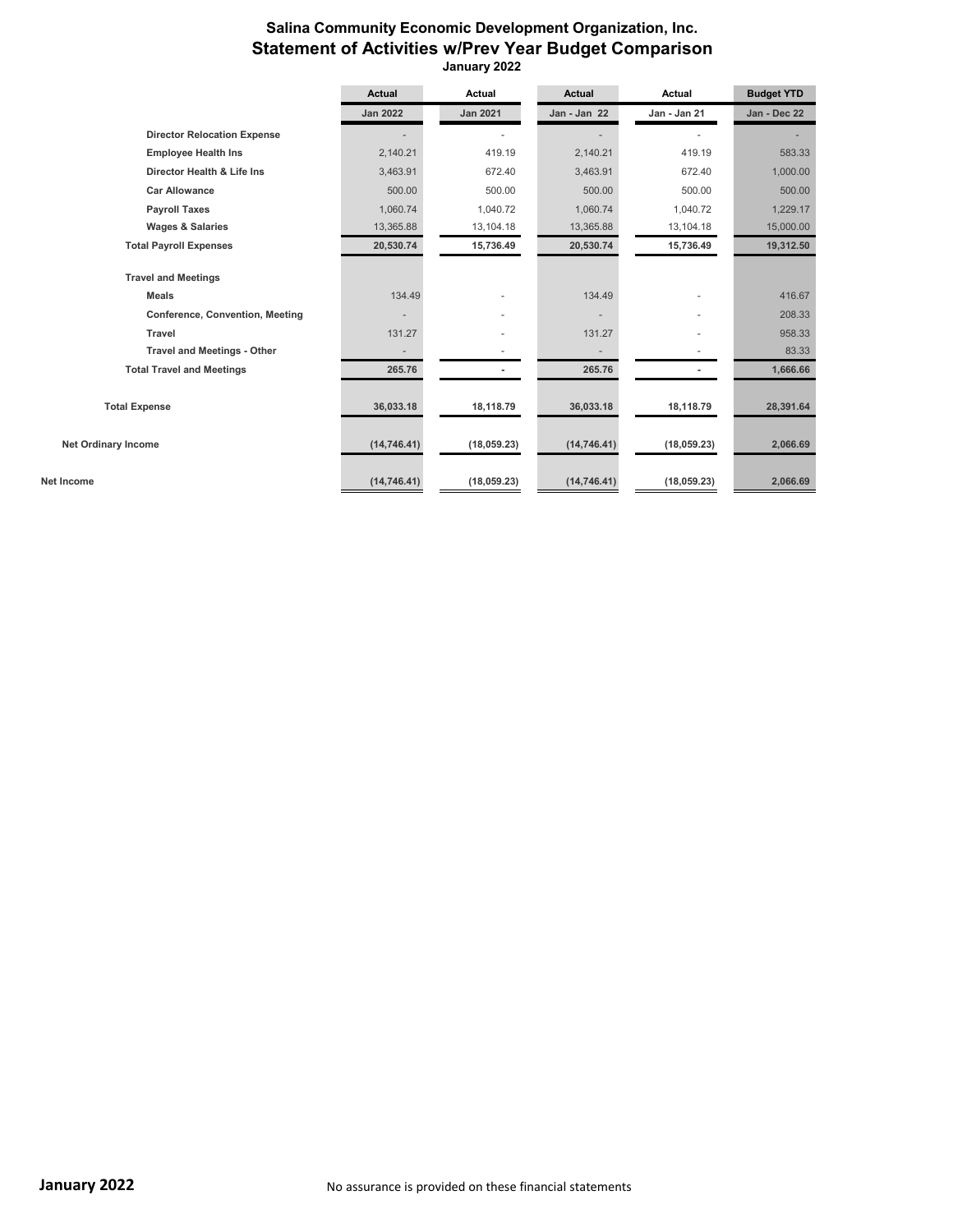# Salina Community Economic Development Organization, Inc.
## Statement of Activities w/Prev Year Budget Comparison
### January 2022

| | Actual | Actual | Actual | Actual | Budget YTD |
|---|---|---|---|---|---|
| | Jan 2022 | Jan 2021 | Jan - Jan 22 | Jan - Jan 21 | Jan - Dec 22 |
| Director Relocation Expense | - | - | - | - | - |
| Employee Health Ins | 2,140.21 | 419.19 | 2,140.21 | 419.19 | 583.33 |
| Director Health & Life Ins | 3,463.91 | 672.40 | 3,463.91 | 672.40 | 1,000.00 |
| Car Allowance | 500.00 | 500.00 | 500.00 | 500.00 | 500.00 |
| Payroll Taxes | 1,060.74 | 1,040.72 | 1,060.74 | 1,040.72 | 1,229.17 |
| Wages & Salaries | 13,365.88 | 13,104.18 | 13,365.88 | 13,104.18 | 15,000.00 |
| **Total Payroll Expenses** | **20,530.74** | **15,736.49** | **20,530.74** | **15,736.49** | **19,312.50** |
| **Travel and Meetings** | | | | | |
| Meals | 134.49 | - | 134.49 | - | 416.67 |
| Conference, Convention, Meeting | - | - | - | - | 208.33 |
| Travel | 131.27 | - | 131.27 | - | 958.33 |
| Travel and Meetings - Other | - | - | - | - | 83.33 |
| **Total Travel and Meetings** | **265.76** | **-** | **265.76** | **-** | **1,666.66** |
| **Total Expense** | **36,033.18** | **18,118.79** | **36,033.18** | **18,118.79** | **28,391.64** |
| **Net Ordinary Income** | **(14,746.41)** | **(18,059.23)** | **(14,746.41)** | **(18,059.23)** | **2,066.69** |
| **Net Income** | **(14,746.41)** | **(18,059.23)** | **(14,746.41)** | **(18,059.23)** | **2,066.69** |

**January 2022** No assurance is provided on these financial statements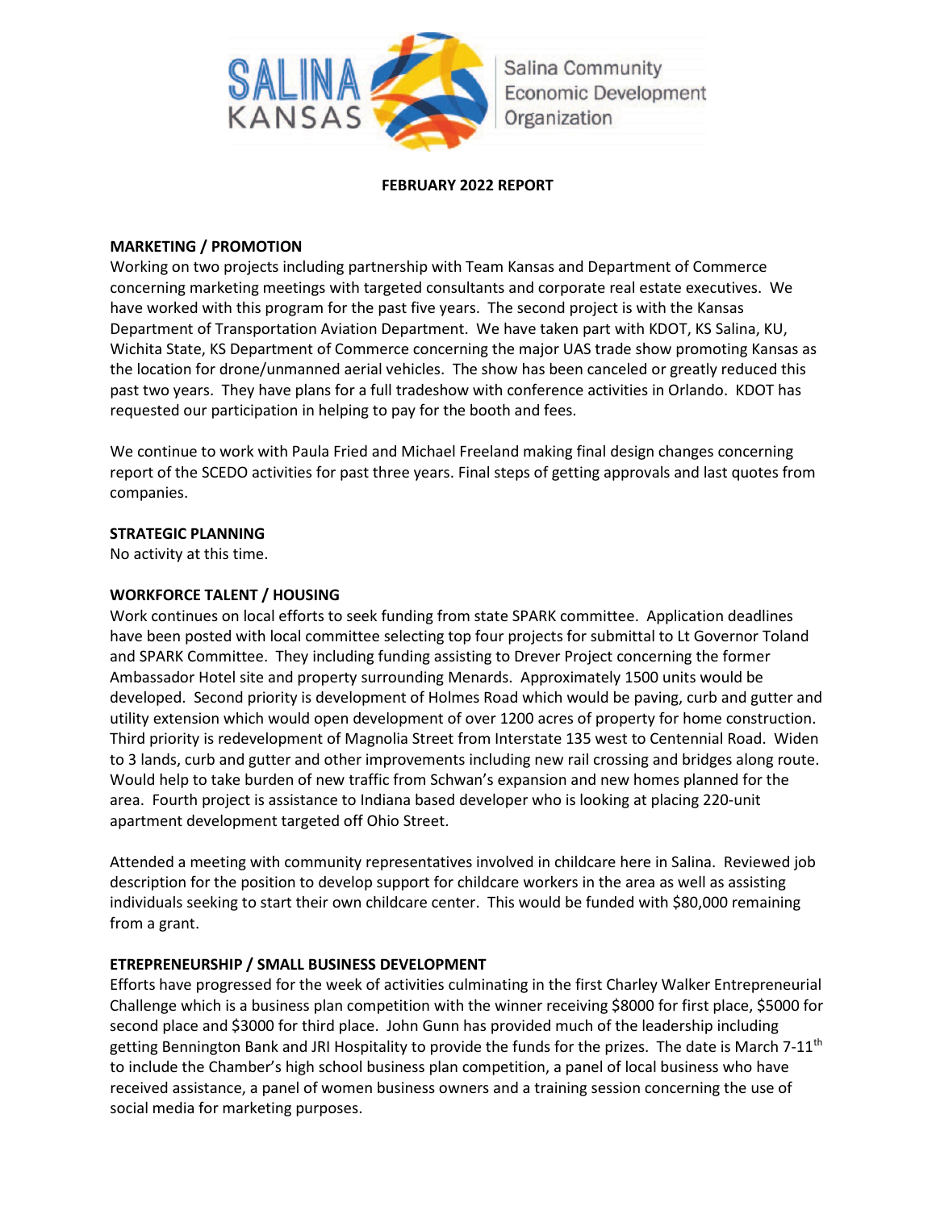Salina Kansas — Salina Community Economic Development Organization

**FEBRUARY 2022 REPORT**

**MARKETING / PROMOTION**

Working on two projects including partnership with Team Kansas and Department of Commerce concerning marketing meetings with targeted consultants and corporate real estate executives. We have worked with this program for the past five years. The second project is with the Kansas Department of Transportation Aviation Department. We have taken part with KDOT, KS Salina, KU, Wichita State, KS Department of Commerce concerning the major UAS trade show promoting Kansas as the location for drone/unmanned aerial vehicles. The show has been canceled or greatly reduced this past two years. They have plans for a full tradeshow with conference activities in Orlando. KDOT has requested our participation in helping to pay for the booth and fees.

We continue to work with Paula Fried and Michael Freeland making final design changes concerning report of the SCEDO activities for past three years. Final steps of getting approvals and last quotes from companies.

**STRATEGIC PLANNING**

No activity at this time.

**WORKFORCE TALENT / HOUSING**

Work continues on local efforts to seek funding from state SPARK committee. Application deadlines have been posted with local committee selecting top four projects for submittal to Lt Governor Toland and SPARK Committee. They including funding assisting to Drever Project concerning the former Ambassador Hotel site and property surrounding Menards. Approximately 1500 units would be developed. Second priority is development of Holmes Road which would be paving, curb and gutter and utility extension which would open development of over 1200 acres of property for home construction. Third priority is redevelopment of Magnolia Street from Interstate 135 west to Centennial Road. Widen to 3 lands, curb and gutter and other improvements including new rail crossing and bridges along route. Would help to take burden of new traffic from Schwan's expansion and new homes planned for the area. Fourth project is assistance to Indiana based developer who is looking at placing 220-unit apartment development targeted off Ohio Street.

Attended a meeting with community representatives involved in childcare here in Salina. Reviewed job description for the position to develop support for childcare workers in the area as well as assisting individuals seeking to start their own childcare center. This would be funded with $80,000 remaining from a grant.

**ETREPRENEURSHIP / SMALL BUSINESS DEVELOPMENT**

Efforts have progressed for the week of activities culminating in the first Charley Walker Entrepreneurial Challenge which is a business plan competition with the winner receiving $8000 for first place, $5000 for second place and $3000 for third place. John Gunn has provided much of the leadership including getting Bennington Bank and JRI Hospitality to provide the funds for the prizes. The date is March 7-11th to include the Chamber's high school business plan competition, a panel of local business who have received assistance, a panel of women business owners and a training session concerning the use of social media for marketing purposes.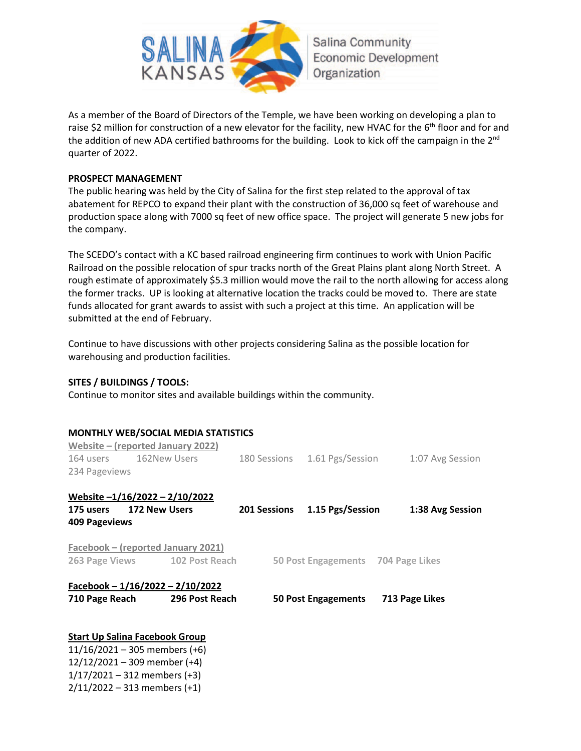Salina Community Economic Development Organization

As a member of the Board of Directors of the Temple, we have been working on developing a plan to raise $2 million for construction of a new elevator for the facility, new HVAC for the 6th floor and for and the addition of new ADA certified bathrooms for the building. Look to kick off the campaign in the 2nd quarter of 2022.

**PROSPECT MANAGEMENT**

The public hearing was held by the City of Salina for the first step related to the approval of tax abatement for REPCO to expand their plant with the construction of 36,000 sq feet of warehouse and production space along with 7000 sq feet of new office space. The project will generate 5 new jobs for the company.

The SCEDO's contact with a KC based railroad engineering firm continues to work with Union Pacific Railroad on the possible relocation of spur tracks north of the Great Plains plant along North Street. A rough estimate of approximately $5.3 million would move the rail to the north allowing for access along the former tracks. UP is looking at alternative location the tracks could be moved to. There are state funds allocated for grant awards to assist with such a project at this time. An application will be submitted at the end of February.

Continue to have discussions with other projects considering Salina as the possible location for warehousing and production facilities.

**SITES / BUILDINGS / TOOLS:**

Continue to monitor sites and available buildings within the community.

**MONTHLY WEB/SOCIAL MEDIA STATISTICS**

**Website – (reported January 2022)**

164 users | 162New Users | 180 Sessions | 1.61 Pgs/Session | 1:07 Avg Session
234 Pageviews

**Website –1/16/2022 – 2/10/2022**

**175 users | 172 New Users | 201 Sessions | 1.15 Pgs/Session | 1:38 Avg Session**
**409 Pageviews**

**Facebook – (reported January 2021)**

263 Page Views | 102 Post Reach | 50 Post Engagements | 704 Page Likes

**Facebook – 1/16/2022 – 2/10/2022**

**710 Page Reach | 296 Post Reach | 50 Post Engagements | 713 Page Likes**

**Start Up Salina Facebook Group**

11/16/2021 – 305 members (+6)
12/12/2021 – 309 member (+4)
1/17/2021 – 312 members (+3)
2/11/2022 – 313 members (+1)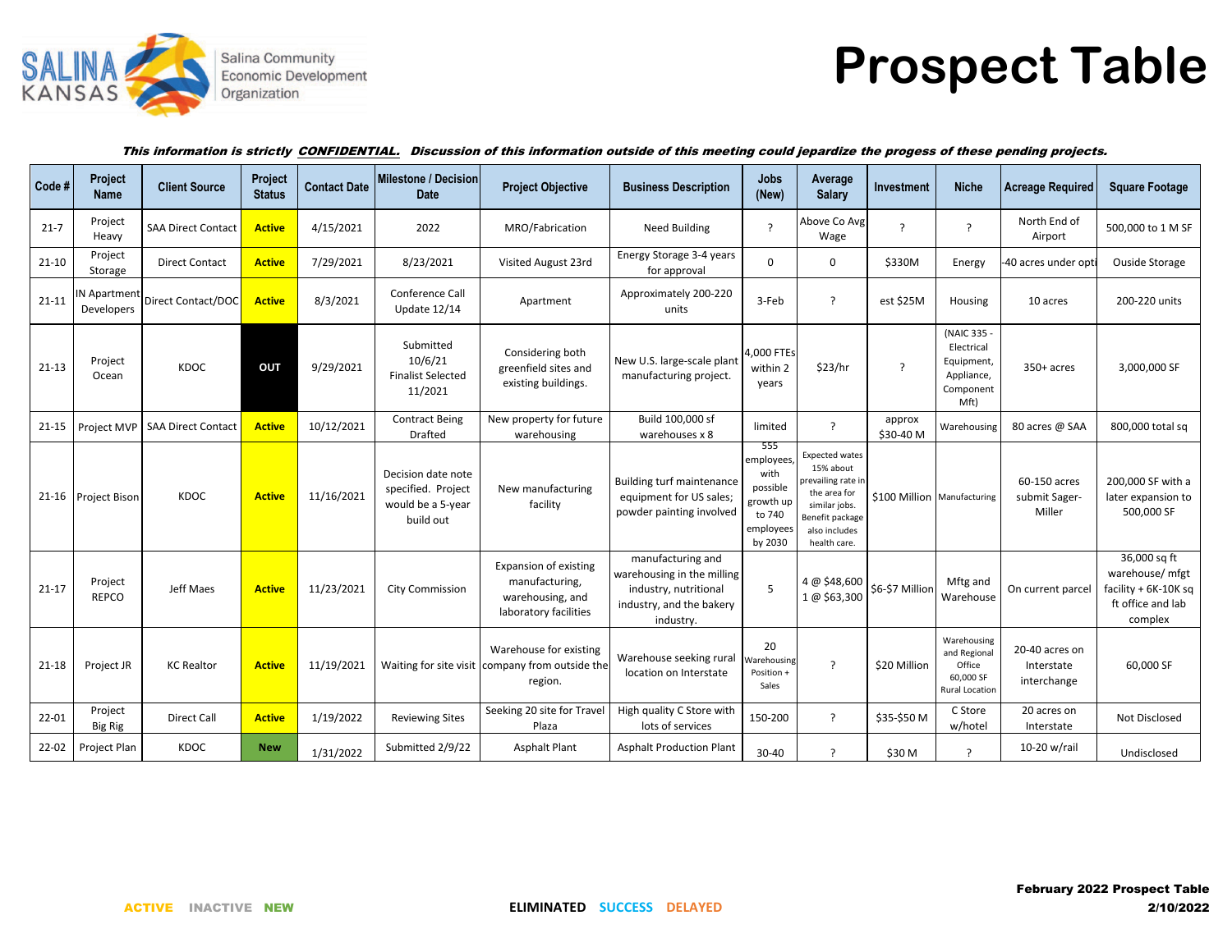Salina Kansas — Salina Community Economic Development Organization

# Prospect Table

***This information is strictly CONFIDENTIAL. Discussion of this information outside of this meeting could jepardize the progess of these pending projects.***

| Code # | Project Name | Client Source | Project Status | Contact Date | Milestone / Decision Date | Project Objective | Business Description | Jobs (New) | Average Salary | Investment | Niche | Acreage Required | Square Footage |
|---|---|---|---|---|---|---|---|---|---|---|---|---|---|
| 21-7 | Project Heavy | SAA Direct Contact | Active | 4/15/2021 | 2022 | MRO/Fabrication | Need Building | ? | Above Co Avg Wage | ? | ? | North End of Airport | 500,000 to 1 M SF |
| 21-10 | Project Storage | Direct Contact | Active | 7/29/2021 | 8/23/2021 | Visited August 23rd | Energy Storage 3-4 years for approval | 0 | 0 | $330M | Energy | -40 acres under opti | Ouside Storage |
| 21-11 | IN Apartment Developers | Direct Contact/DOC | Active | 8/3/2021 | Conference Call Update 12/14 | Apartment | Approximately 200-220 units | 3-Feb | ? | est $25M | Housing | 10 acres | 200-220 units |
| 21-13 | Project Ocean | KDOC | OUT | 9/29/2021 | Submitted 10/6/21 Finalist Selected 11/2021 | Considering both greenfield sites and existing buildings. | New U.S. large-scale plant manufacturing project. | 4,000 FTEs within 2 years | $23/hr | ? | (NAIC 335 - Electrical Equipment, Appliance, Component Mft) | 350+ acres | 3,000,000 SF |
| 21-15 | Project MVP | SAA Direct Contact | Active | 10/12/2021 | Contract Being Drafted | New property for future warehousing | Build 100,000 sf warehouses x 8 | limited | ? | approx $30-40 M | Warehousing | 80 acres @ SAA | 800,000 total sq |
| 21-16 | Project Bison | KDOC | Active | 11/16/2021 | Decision date note specified. Project would be a 5-year build out | New manufacturing facility | Building turf maintenance equipment for US sales; powder painting involved | 555 employees, with possible growth up to 740 employees by 2030 | Expected wates 15% about prevailing rate in the area for similar jobs. Benefit package also includes health care. | $100 Million | Manufacturing | 60-150 acres submit Sager-Miller | 200,000 SF with a later expansion to 500,000 SF |
| 21-17 | Project REPCO | Jeff Maes | Active | 11/23/2021 | City Commission | Expansion of existing manufacturing, warehousing, and laboratory facilities | manufacturing and warehousing in the milling industry, nutritional industry, and the bakery industry. | 5 | 4 @ $48,600 1 @ $63,300 | $6-$7 Million | Mftg and Warehouse | On current parcel | 36,000 sq ft warehouse/ mfgt facility + 6K-10K sq ft office and lab complex |
| 21-18 | Project JR | KC Realtor | Active | 11/19/2021 | Waiting for site visit | Warehouse for existing company from outside the region. | Warehouse seeking rural location on Interstate | 20 Warehousing Position + Sales | ? | $20 Million | Warehousing and Regional Office 60,000 SF Rural Location | 20-40 acres on Interstate interchange | 60,000 SF |
| 22-01 | Project Big Rig | Direct Call | Active | 1/19/2022 | Reviewing Sites | Seeking 20 site for Travel Plaza | High quality C Store with lots of services | 150-200 | ? | $35-$50 M | C Store w/hotel | 20 acres on Interstate | Not Disclosed |
| 22-02 | Project Plan | KDOC | New | 1/31/2022 | Submitted 2/9/22 | Asphalt Plant | Asphalt Production Plant | 30-40 | ? | $30 M | ? | 10-20 w/rail | Undisclosed |

ACTIVE INACTIVE NEW ELIMINATED SUCCESS DELAYED

**February 2022 Prospect Table**
**2/10/2022**